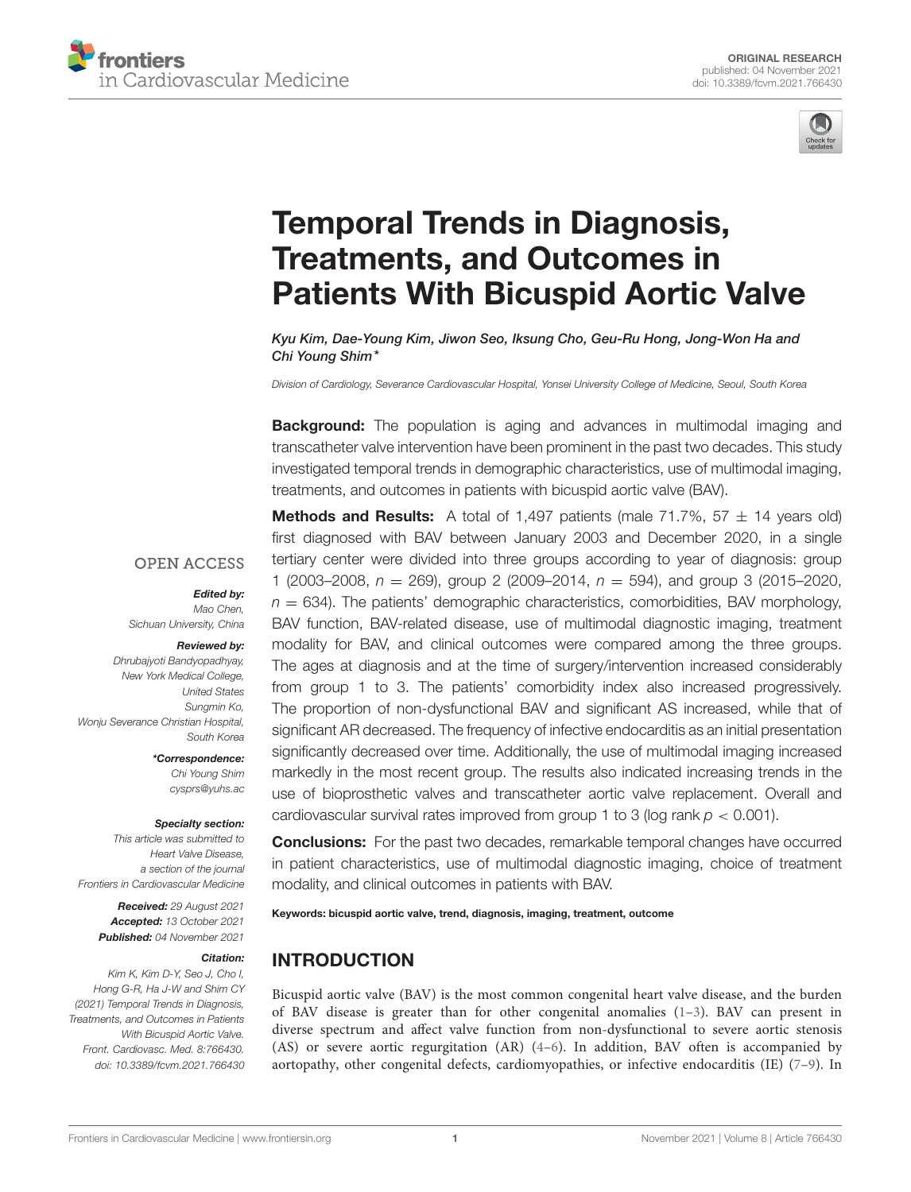ORIGINAL RESEARCH
published: 04 November 2021
doi: 10.3389/fcvm.2021.766430

# Temporal Trends in Diagnosis, Treatments, and Outcomes in Patients With Bicuspid Aortic Valve

*Kyu Kim, Dae-Young Kim, Jiwon Seo, Iksung Cho, Geu-Ru Hong, Jong-Won Ha and Chi Young Shim\**

*Division of Cardiology, Severance Cardiovascular Hospital, Yonsei University College of Medicine, Seoul, South Korea*

**Background:** The population is aging and advances in multimodal imaging and transcatheter valve intervention have been prominent in the past two decades. This study investigated temporal trends in demographic characteristics, use of multimodal imaging, treatments, and outcomes in patients with bicuspid aortic valve (BAV).

**Methods and Results:** A total of 1,497 patients (male 71.7%, 57 ± 14 years old) first diagnosed with BAV between January 2003 and December 2020, in a single tertiary center were divided into three groups according to year of diagnosis: group 1 (2003–2008, $n = 269$), group 2 (2009–2014, $n = 594$), and group 3 (2015–2020, $n = 634$). The patients' demographic characteristics, comorbidities, BAV morphology, BAV function, BAV-related disease, use of multimodal diagnostic imaging, treatment modality for BAV, and clinical outcomes were compared among the three groups. The ages at diagnosis and at the time of surgery/intervention increased considerably from group 1 to 3. The patients' comorbidity index also increased progressively. The proportion of non-dysfunctional BAV and significant AS increased, while that of significant AR decreased. The frequency of infective endocarditis as an initial presentation significantly decreased over time. Additionally, the use of multimodal imaging increased markedly in the most recent group. The results also indicated increasing trends in the use of bioprosthetic valves and transcatheter aortic valve replacement. Overall and cardiovascular survival rates improved from group 1 to 3 (log rank $p < 0.001$).

**Conclusions:** For the past two decades, remarkable temporal changes have occurred in patient characteristics, use of multimodal diagnostic imaging, choice of treatment modality, and clinical outcomes in patients with BAV.

**Keywords: bicuspid aortic valve, trend, diagnosis, imaging, treatment, outcome**

OPEN ACCESS

***Edited by:***
*Mao Chen,*
*Sichuan University, China*

***Reviewed by:***
*Dhrubajyoti Bandyopadhyay,*
*New York Medical College,*
*United States*
*Sungmin Ko,*
*Wonju Severance Christian Hospital,*
*South Korea*

***\*Correspondence:***
*Chi Young Shim*
*cysprs@yuhs.ac*

***Specialty section:***
*This article was submitted to*
*Heart Valve Disease,*
*a section of the journal*
*Frontiers in Cardiovascular Medicine*

***Received:*** *29 August 2021*
***Accepted:*** *13 October 2021*
***Published:*** *04 November 2021*

***Citation:***
*Kim K, Kim D-Y, Seo J, Cho I, Hong G-R, Ha J-W and Shim CY (2021) Temporal Trends in Diagnosis, Treatments, and Outcomes in Patients With Bicuspid Aortic Valve. Front. Cardiovasc. Med. 8:766430. doi: 10.3389/fcvm.2021.766430*

## INTRODUCTION

Bicuspid aortic valve (BAV) is the most common congenital heart valve disease, and the burden of BAV disease is greater than for other congenital anomalies (1–3). BAV can present in diverse spectrum and affect valve function from non-dysfunctional to severe aortic stenosis (AS) or severe aortic regurgitation (AR) (4–6). In addition, BAV often is accompanied by aortopathy, other congenital defects, cardiomyopathies, or infective endocarditis (IE) (7–9). In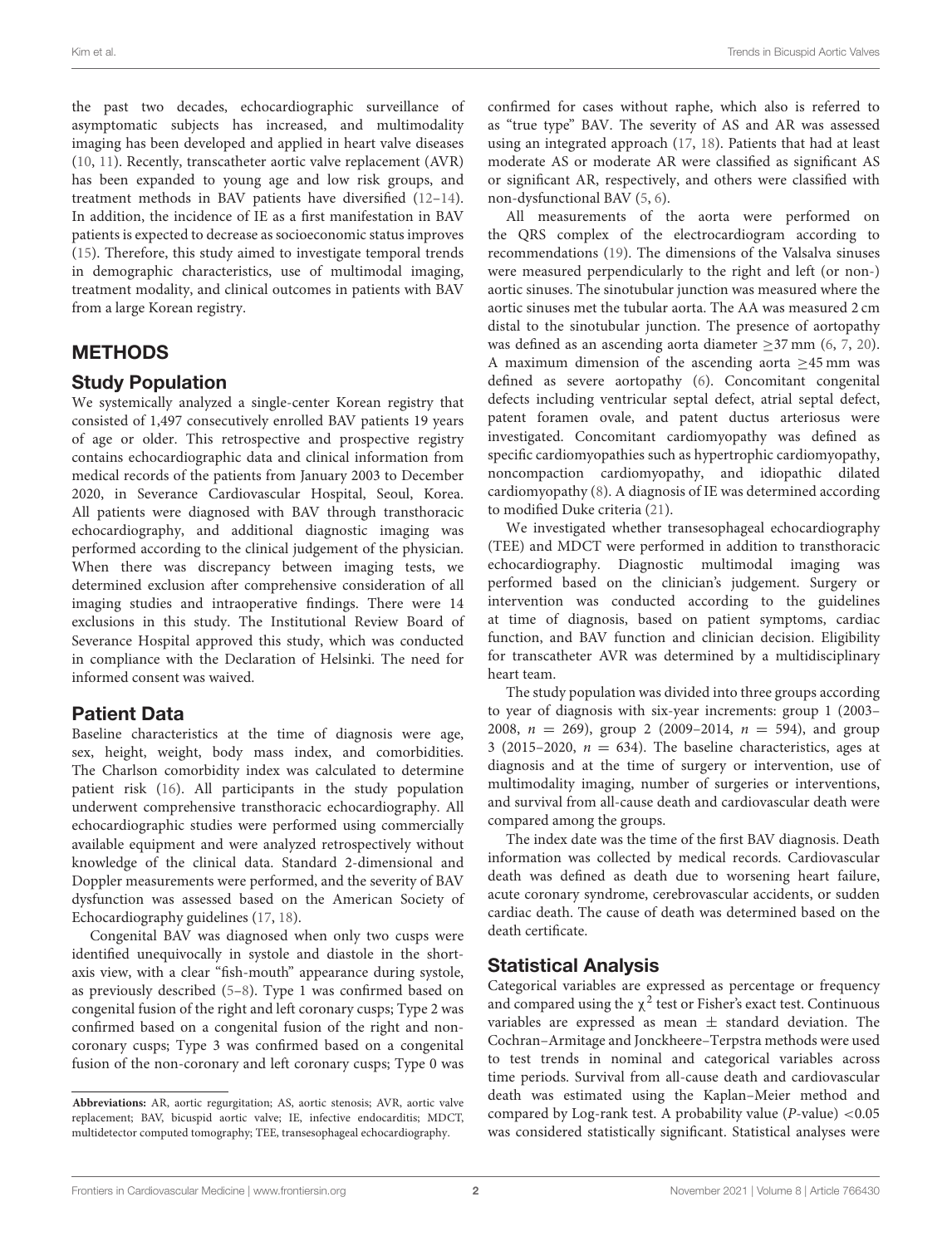the past two decades, echocardiographic surveillance of asymptomatic subjects has increased, and multimodality imaging has been developed and applied in heart valve diseases (10, 11). Recently, transcatheter aortic valve replacement (AVR) has been expanded to young age and low risk groups, and treatment methods in BAV patients have diversified (12–14). In addition, the incidence of IE as a first manifestation in BAV patients is expected to decrease as socioeconomic status improves (15). Therefore, this study aimed to investigate temporal trends in demographic characteristics, use of multimodal imaging, treatment modality, and clinical outcomes in patients with BAV from a large Korean registry.

## METHODS

### Study Population

We systemically analyzed a single-center Korean registry that consisted of 1,497 consecutively enrolled BAV patients 19 years of age or older. This retrospective and prospective registry contains echocardiographic data and clinical information from medical records of the patients from January 2003 to December 2020, in Severance Cardiovascular Hospital, Seoul, Korea. All patients were diagnosed with BAV through transthoracic echocardiography, and additional diagnostic imaging was performed according to the clinical judgement of the physician. When there was discrepancy between imaging tests, we determined exclusion after comprehensive consideration of all imaging studies and intraoperative findings. There were 14 exclusions in this study. The Institutional Review Board of Severance Hospital approved this study, which was conducted in compliance with the Declaration of Helsinki. The need for informed consent was waived.

### Patient Data

Baseline characteristics at the time of diagnosis were age, sex, height, weight, body mass index, and comorbidities. The Charlson comorbidity index was calculated to determine patient risk (16). All participants in the study population underwent comprehensive transthoracic echocardiography. All echocardiographic studies were performed using commercially available equipment and were analyzed retrospectively without knowledge of the clinical data. Standard 2-dimensional and Doppler measurements were performed, and the severity of BAV dysfunction was assessed based on the American Society of Echocardiography guidelines (17, 18).

Congenital BAV was diagnosed when only two cusps were identified unequivocally in systole and diastole in the short-axis view, with a clear "fish-mouth" appearance during systole, as previously described (5–8). Type 1 was confirmed based on congenital fusion of the right and left coronary cusps; Type 2 was confirmed based on a congenital fusion of the right and non-coronary cusps; Type 3 was confirmed based on a congenital fusion of the non-coronary and left coronary cusps; Type 0 was confirmed for cases without raphe, which also is referred to as "true type" BAV. The severity of AS and AR was assessed using an integrated approach (17, 18). Patients that had at least moderate AS or moderate AR were classified as significant AS or significant AR, respectively, and others were classified with non-dysfunctional BAV (5, 6).

All measurements of the aorta were performed on the QRS complex of the electrocardiogram according to recommendations (19). The dimensions of the Valsalva sinuses were measured perpendicularly to the right and left (or non-) aortic sinuses. The sinotubular junction was measured where the aortic sinuses met the tubular aorta. The AA was measured 2 cm distal to the sinotubular junction. The presence of aortopathy was defined as an ascending aorta diameter $\geq$37 mm (6, 7, 20). A maximum dimension of the ascending aorta $\geq$45 mm was defined as severe aortopathy (6). Concomitant congenital defects including ventricular septal defect, atrial septal defect, patent foramen ovale, and patent ductus arteriosus were investigated. Concomitant cardiomyopathy was defined as specific cardiomyopathies such as hypertrophic cardiomyopathy, noncompaction cardiomyopathy, and idiopathic dilated cardiomyopathy (8). A diagnosis of IE was determined according to modified Duke criteria (21).

We investigated whether transesophageal echocardiography (TEE) and MDCT were performed in addition to transthoracic echocardiography. Diagnostic multimodal imaging was performed based on the clinician's judgement. Surgery or intervention was conducted according to the guidelines at time of diagnosis, based on patient symptoms, cardiac function, and BAV function and clinician decision. Eligibility for transcatheter AVR was determined by a multidisciplinary heart team.

The study population was divided into three groups according to year of diagnosis with six-year increments: group 1 (2003–2008, $n = 269$), group 2 (2009–2014, $n = 594$), and group 3 (2015–2020, $n = 634$). The baseline characteristics, ages at diagnosis and at the time of surgery or intervention, use of multimodality imaging, number of surgeries or interventions, and survival from all-cause death and cardiovascular death were compared among the groups.

The index date was the time of the first BAV diagnosis. Death information was collected by medical records. Cardiovascular death was defined as death due to worsening heart failure, acute coronary syndrome, cerebrovascular accidents, or sudden cardiac death. The cause of death was determined based on the death certificate.

### Statistical Analysis

Categorical variables are expressed as percentage or frequency and compared using the $\chi^2$ test or Fisher's exact test. Continuous variables are expressed as mean $\pm$ standard deviation. The Cochran–Armitage and Jonckheere–Terpstra methods were used to test trends in nominal and categorical variables across time periods. Survival from all-cause death and cardiovascular death was estimated using the Kaplan–Meier method and compared by Log-rank test. A probability value (*P*-value) <0.05 was considered statistically significant. Statistical analyses were

**Abbreviations:** AR, aortic regurgitation; AS, aortic stenosis; AVR, aortic valve replacement; BAV, bicuspid aortic valve; IE, infective endocarditis; MDCT, multidetector computed tomography; TEE, transesophageal echocardiography.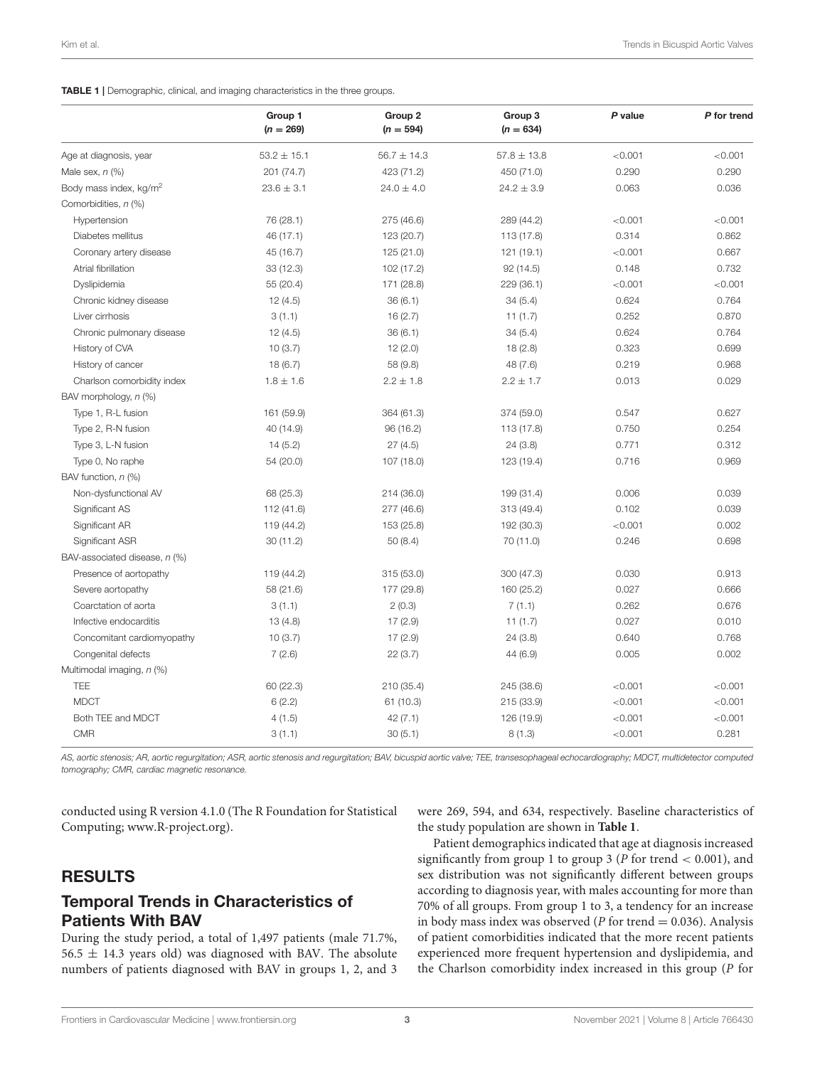**TABLE 1** | Demographic, clinical, and imaging characteristics in the three groups.

| | Group 1 ($n = 269$) | Group 2 ($n = 594$) | Group 3 ($n = 634$) | *P* value | *P* for trend |
|---|---|---|---|---|---|
| Age at diagnosis, year | $53.2 \pm 15.1$ | $56.7 \pm 14.3$ | $57.8 \pm 13.8$ | <0.001 | <0.001 |
| Male sex, *n* (%) | 201 (74.7) | 423 (71.2) | 450 (71.0) | 0.290 | 0.290 |
| Body mass index, kg/m$^2$ | $23.6 \pm 3.1$ | $24.0 \pm 4.0$ | $24.2 \pm 3.9$ | 0.063 | 0.036 |
| Comorbidities, *n* (%) | | | | | |
| Hypertension | 76 (28.1) | 275 (46.6) | 289 (44.2) | <0.001 | <0.001 |
| Diabetes mellitus | 46 (17.1) | 123 (20.7) | 113 (17.8) | 0.314 | 0.862 |
| Coronary artery disease | 45 (16.7) | 125 (21.0) | 121 (19.1) | <0.001 | 0.667 |
| Atrial fibrillation | 33 (12.3) | 102 (17.2) | 92 (14.5) | 0.148 | 0.732 |
| Dyslipidemia | 55 (20.4) | 171 (28.8) | 229 (36.1) | <0.001 | <0.001 |
| Chronic kidney disease | 12 (4.5) | 36 (6.1) | 34 (5.4) | 0.624 | 0.764 |
| Liver cirrhosis | 3 (1.1) | 16 (2.7) | 11 (1.7) | 0.252 | 0.870 |
| Chronic pulmonary disease | 12 (4.5) | 36 (6.1) | 34 (5.4) | 0.624 | 0.764 |
| History of CVA | 10 (3.7) | 12 (2.0) | 18 (2.8) | 0.323 | 0.699 |
| History of cancer | 18 (6.7) | 58 (9.8) | 48 (7.6) | 0.219 | 0.968 |
| Charlson comorbidity index | $1.8 \pm 1.6$ | $2.2 \pm 1.8$ | $2.2 \pm 1.7$ | 0.013 | 0.029 |
| BAV morphology, *n* (%) | | | | | |
| Type 1, R-L fusion | 161 (59.9) | 364 (61.3) | 374 (59.0) | 0.547 | 0.627 |
| Type 2, R-N fusion | 40 (14.9) | 96 (16.2) | 113 (17.8) | 0.750 | 0.254 |
| Type 3, L-N fusion | 14 (5.2) | 27 (4.5) | 24 (3.8) | 0.771 | 0.312 |
| Type 0, No raphe | 54 (20.0) | 107 (18.0) | 123 (19.4) | 0.716 | 0.969 |
| BAV function, *n* (%) | | | | | |
| Non-dysfunctional AV | 68 (25.3) | 214 (36.0) | 199 (31.4) | 0.006 | 0.039 |
| Significant AS | 112 (41.6) | 277 (46.6) | 313 (49.4) | 0.102 | 0.039 |
| Significant AR | 119 (44.2) | 153 (25.8) | 192 (30.3) | <0.001 | 0.002 |
| Significant ASR | 30 (11.2) | 50 (8.4) | 70 (11.0) | 0.246 | 0.698 |
| BAV-associated disease, *n* (%) | | | | | |
| Presence of aortopathy | 119 (44.2) | 315 (53.0) | 300 (47.3) | 0.030 | 0.913 |
| Severe aortopathy | 58 (21.6) | 177 (29.8) | 160 (25.2) | 0.027 | 0.666 |
| Coarctation of aorta | 3 (1.1) | 2 (0.3) | 7 (1.1) | 0.262 | 0.676 |
| Infective endocarditis | 13 (4.8) | 17 (2.9) | 11 (1.7) | 0.027 | 0.010 |
| Concomitant cardiomyopathy | 10 (3.7) | 17 (2.9) | 24 (3.8) | 0.640 | 0.768 |
| Congenital defects | 7 (2.6) | 22 (3.7) | 44 (6.9) | 0.005 | 0.002 |
| Multimodal imaging, *n* (%) | | | | | |
| TEE | 60 (22.3) | 210 (35.4) | 245 (38.6) | <0.001 | <0.001 |
| MDCT | 6 (2.2) | 61 (10.3) | 215 (33.9) | <0.001 | <0.001 |
| Both TEE and MDCT | 4 (1.5) | 42 (7.1) | 126 (19.9) | <0.001 | <0.001 |
| CMR | 3 (1.1) | 30 (5.1) | 8 (1.3) | <0.001 | 0.281 |

*AS, aortic stenosis; AR, aortic regurgitation; ASR, aortic stenosis and regurgitation; BAV, bicuspid aortic valve; TEE, transesophageal echocardiography; MDCT, multidetector computed tomography; CMR, cardiac magnetic resonance.*

conducted using R version 4.1.0 (The R Foundation for Statistical Computing; www.R-project.org).

## RESULTS

### Temporal Trends in Characteristics of Patients With BAV

During the study period, a total of 1,497 patients (male 71.7%, $56.5 \pm 14.3$ years old) was diagnosed with BAV. The absolute numbers of patients diagnosed with BAV in groups 1, 2, and 3 were 269, 594, and 634, respectively. Baseline characteristics of the study population are shown in **Table 1**.

Patient demographics indicated that age at diagnosis increased significantly from group 1 to group 3 (*P* for trend $< 0.001$), and sex distribution was not significantly different between groups according to diagnosis year, with males accounting for more than 70% of all groups. From group 1 to 3, a tendency for an increase in body mass index was observed (*P* for trend $= 0.036$). Analysis of patient comorbidities indicated that the more recent patients experienced more frequent hypertension and dyslipidemia, and the Charlson comorbidity index increased in this group (*P* for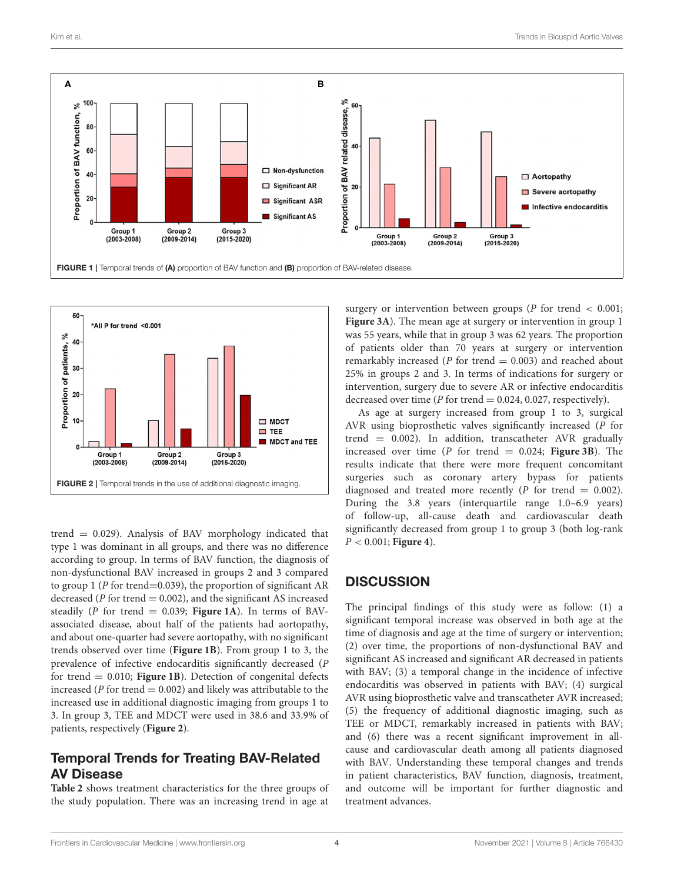FIGURE 1 | Temporal trends of **(A)** proportion of BAV function and **(B)** proportion of BAV-related disease.

FIGURE 2 | Temporal trends in the use of additional diagnostic imaging.

trend = 0.029). Analysis of BAV morphology indicated that type 1 was dominant in all groups, and there was no difference according to group. In terms of BAV function, the diagnosis of non-dysfunctional BAV increased in groups 2 and 3 compared to group 1 (*P* for trend=0.039), the proportion of significant AR decreased (*P* for trend = 0.002), and the significant AS increased steadily (*P* for trend = 0.039; **Figure 1A**). In terms of BAV-associated disease, about half of the patients had aortopathy, and about one-quarter had severe aortopathy, with no significant trends observed over time (**Figure 1B**). From group 1 to 3, the prevalence of infective endocarditis significantly decreased (*P* for trend = 0.010; **Figure 1B**). Detection of congenital defects increased (*P* for trend = 0.002) and likely was attributable to the increased use in additional diagnostic imaging from groups 1 to 3. In group 3, TEE and MDCT were used in 38.6 and 33.9% of patients, respectively (**Figure 2**).

## Temporal Trends for Treating BAV-Related AV Disease

**Table 2** shows treatment characteristics for the three groups of the study population. There was an increasing trend in age at surgery or intervention between groups (*P* for trend < 0.001; **Figure 3A**). The mean age at surgery or intervention in group 1 was 55 years, while that in group 3 was 62 years. The proportion of patients older than 70 years at surgery or intervention remarkably increased (*P* for trend = 0.003) and reached about 25% in groups 2 and 3. In terms of indications for surgery or intervention, surgery due to severe AR or infective endocarditis decreased over time (*P* for trend = 0.024, 0.027, respectively).

As age at surgery increased from group 1 to 3, surgical AVR using bioprosthetic valves significantly increased (*P* for trend = 0.002). In addition, transcatheter AVR gradually increased over time (*P* for trend = 0.024; **Figure 3B**). The results indicate that there were more frequent concomitant surgeries such as coronary artery bypass for patients diagnosed and treated more recently (*P* for trend = 0.002). During the 3.8 years (interquartile range 1.0–6.9 years) of follow-up, all-cause death and cardiovascular death significantly decreased from group 1 to group 3 (both log-rank *P* < 0.001; **Figure 4**).

## DISCUSSION

The principal findings of this study were as follow: (1) a significant temporal increase was observed in both age at the time of diagnosis and age at the time of surgery or intervention; (2) over time, the proportions of non-dysfunctional BAV and significant AS increased and significant AR decreased in patients with BAV; (3) a temporal change in the incidence of infective endocarditis was observed in patients with BAV; (4) surgical AVR using bioprosthetic valve and transcatheter AVR increased; (5) the frequency of additional diagnostic imaging, such as TEE or MDCT, remarkably increased in patients with BAV; and (6) there was a recent significant improvement in all-cause and cardiovascular death among all patients diagnosed with BAV. Understanding these temporal changes and trends in patient characteristics, BAV function, diagnosis, treatment, and outcome will be important for further diagnostic and treatment advances.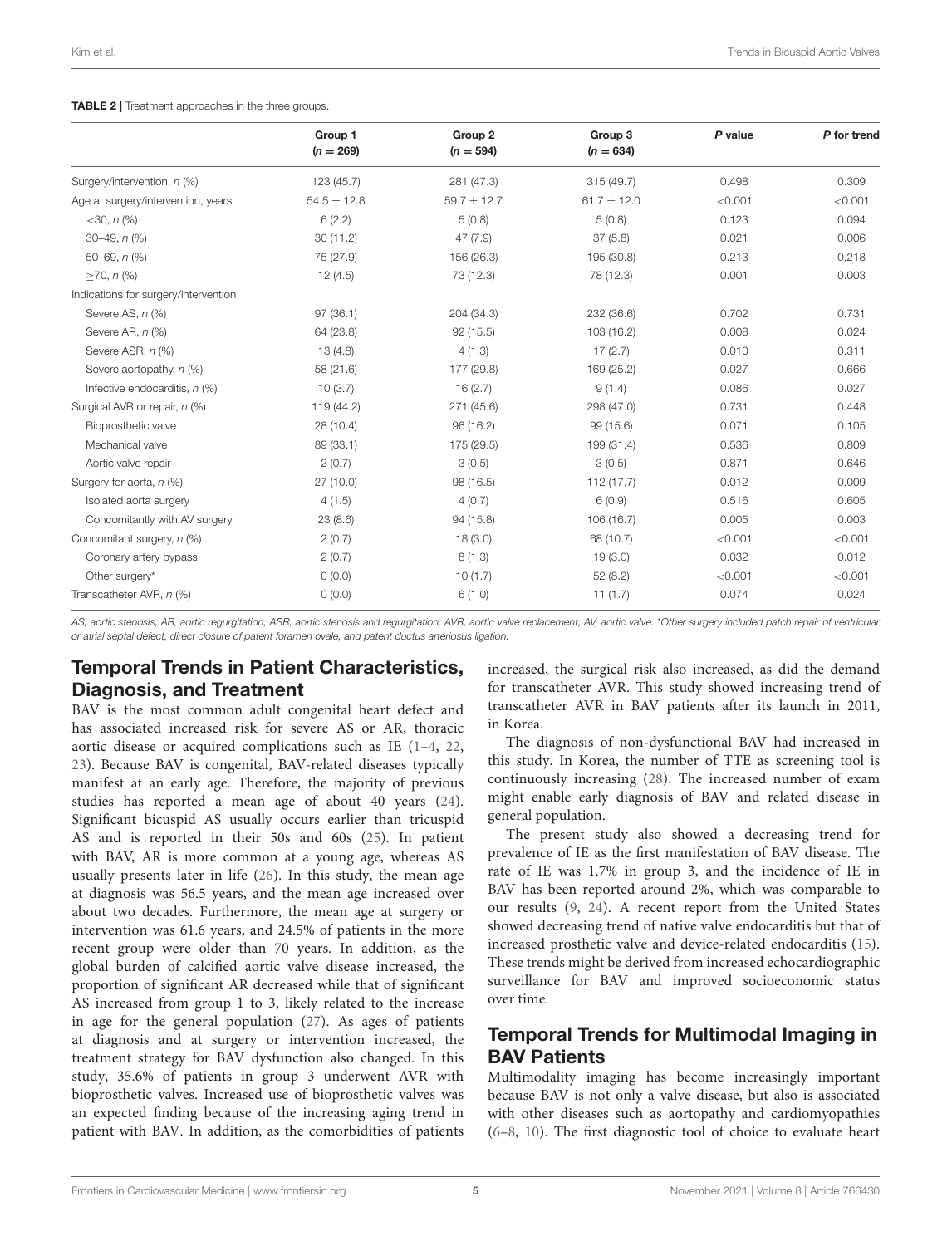**TABLE 2 |** Treatment approaches in the three groups.

| | Group 1 (*n* = 269) | Group 2 (*n* = 594) | Group 3 (*n* = 634) | *P* value | *P* for trend |
|---|---|---|---|---|---|
| Surgery/intervention, *n* (%) | 123 (45.7) | 281 (47.3) | 315 (49.7) | 0.498 | 0.309 |
| Age at surgery/intervention, years | 54.5 ± 12.8 | 59.7 ± 12.7 | 61.7 ± 12.0 | <0.001 | <0.001 |
| <30, *n* (%) | 6 (2.2) | 5 (0.8) | 5 (0.8) | 0.123 | 0.094 |
| 30–49, *n* (%) | 30 (11.2) | 47 (7.9) | 37 (5.8) | 0.021 | 0.006 |
| 50–69, *n* (%) | 75 (27.9) | 156 (26.3) | 195 (30.8) | 0.213 | 0.218 |
| ≥70, *n* (%) | 12 (4.5) | 73 (12.3) | 78 (12.3) | 0.001 | 0.003 |
| Indications for surgery/intervention | | | | | |
| Severe AS, *n* (%) | 97 (36.1) | 204 (34.3) | 232 (36.6) | 0.702 | 0.731 |
| Severe AR, *n* (%) | 64 (23.8) | 92 (15.5) | 103 (16.2) | 0.008 | 0.024 |
| Severe ASR, *n* (%) | 13 (4.8) | 4 (1.3) | 17 (2.7) | 0.010 | 0.311 |
| Severe aortopathy, *n* (%) | 58 (21.6) | 177 (29.8) | 169 (25.2) | 0.027 | 0.666 |
| Infective endocarditis, *n* (%) | 10 (3.7) | 16 (2.7) | 9 (1.4) | 0.086 | 0.027 |
| Surgical AVR or repair, *n* (%) | 119 (44.2) | 271 (45.6) | 298 (47.0) | 0.731 | 0.448 |
| Bioprosthetic valve | 28 (10.4) | 96 (16.2) | 99 (15.6) | 0.071 | 0.105 |
| Mechanical valve | 89 (33.1) | 175 (29.5) | 199 (31.4) | 0.536 | 0.809 |
| Aortic valve repair | 2 (0.7) | 3 (0.5) | 3 (0.5) | 0.871 | 0.646 |
| Surgery for aorta, *n* (%) | 27 (10.0) | 98 (16.5) | 112 (17.7) | 0.012 | 0.009 |
| Isolated aorta surgery | 4 (1.5) | 4 (0.7) | 6 (0.9) | 0.516 | 0.605 |
| Concomitantly with AV surgery | 23 (8.6) | 94 (15.8) | 106 (16.7) | 0.005 | 0.003 |
| Concomitant surgery, *n* (%) | 2 (0.7) | 18 (3.0) | 68 (10.7) | <0.001 | <0.001 |
| Coronary artery bypass | 2 (0.7) | 8 (1.3) | 19 (3.0) | 0.032 | 0.012 |
| Other surgery* | 0 (0.0) | 10 (1.7) | 52 (8.2) | <0.001 | <0.001 |
| Transcatheter AVR, *n* (%) | 0 (0.0) | 6 (1.0) | 11 (1.7) | 0.074 | 0.024 |

*AS, aortic stenosis; AR, aortic regurgitation; ASR, aortic stenosis and regurgitation; AVR, aortic valve replacement; AV, aortic valve. *Other surgery included patch repair of ventricular or atrial septal defect, direct closure of patent foramen ovale, and patent ductus arteriosus ligation.*

## Temporal Trends in Patient Characteristics, Diagnosis, and Treatment

BAV is the most common adult congenital heart defect and has associated increased risk for severe AS or AR, thoracic aortic disease or acquired complications such as IE (1–4, 22, 23). Because BAV is congenital, BAV-related diseases typically manifest at an early age. Therefore, the majority of previous studies has reported a mean age of about 40 years (24). Significant bicuspid AS usually occurs earlier than tricuspid AS and is reported in their 50s and 60s (25). In patient with BAV, AR is more common at a young age, whereas AS usually presents later in life (26). In this study, the mean age at diagnosis was 56.5 years, and the mean age increased over about two decades. Furthermore, the mean age at surgery or intervention was 61.6 years, and 24.5% of patients in the more recent group were older than 70 years. In addition, as the global burden of calcified aortic valve disease increased, the proportion of significant AR decreased while that of significant AS increased from group 1 to 3, likely related to the increase in age for the general population (27). As ages of patients at diagnosis and at surgery or intervention increased, the treatment strategy for BAV dysfunction also changed. In this study, 35.6% of patients in group 3 underwent AVR with bioprosthetic valves. Increased use of bioprosthetic valves was an expected finding because of the increasing aging trend in patient with BAV. In addition, as the comorbidities of patients increased, the surgical risk also increased, as did the demand for transcatheter AVR. This study showed increasing trend of transcatheter AVR in BAV patients after its launch in 2011, in Korea.

The diagnosis of non-dysfunctional BAV had increased in this study. In Korea, the number of TTE as screening tool is continuously increasing (28). The increased number of exam might enable early diagnosis of BAV and related disease in general population.

The present study also showed a decreasing trend for prevalence of IE as the first manifestation of BAV disease. The rate of IE was 1.7% in group 3, and the incidence of IE in BAV has been reported around 2%, which was comparable to our results (9, 24). A recent report from the United States showed decreasing trend of native valve endocarditis but that of increased prosthetic valve and device-related endocarditis (15). These trends might be derived from increased echocardiographic surveillance for BAV and improved socioeconomic status over time.

## Temporal Trends for Multimodal Imaging in BAV Patients

Multimodality imaging has become increasingly important because BAV is not only a valve disease, but also is associated with other diseases such as aortopathy and cardiomyopathies (6–8, 10). The first diagnostic tool of choice to evaluate heart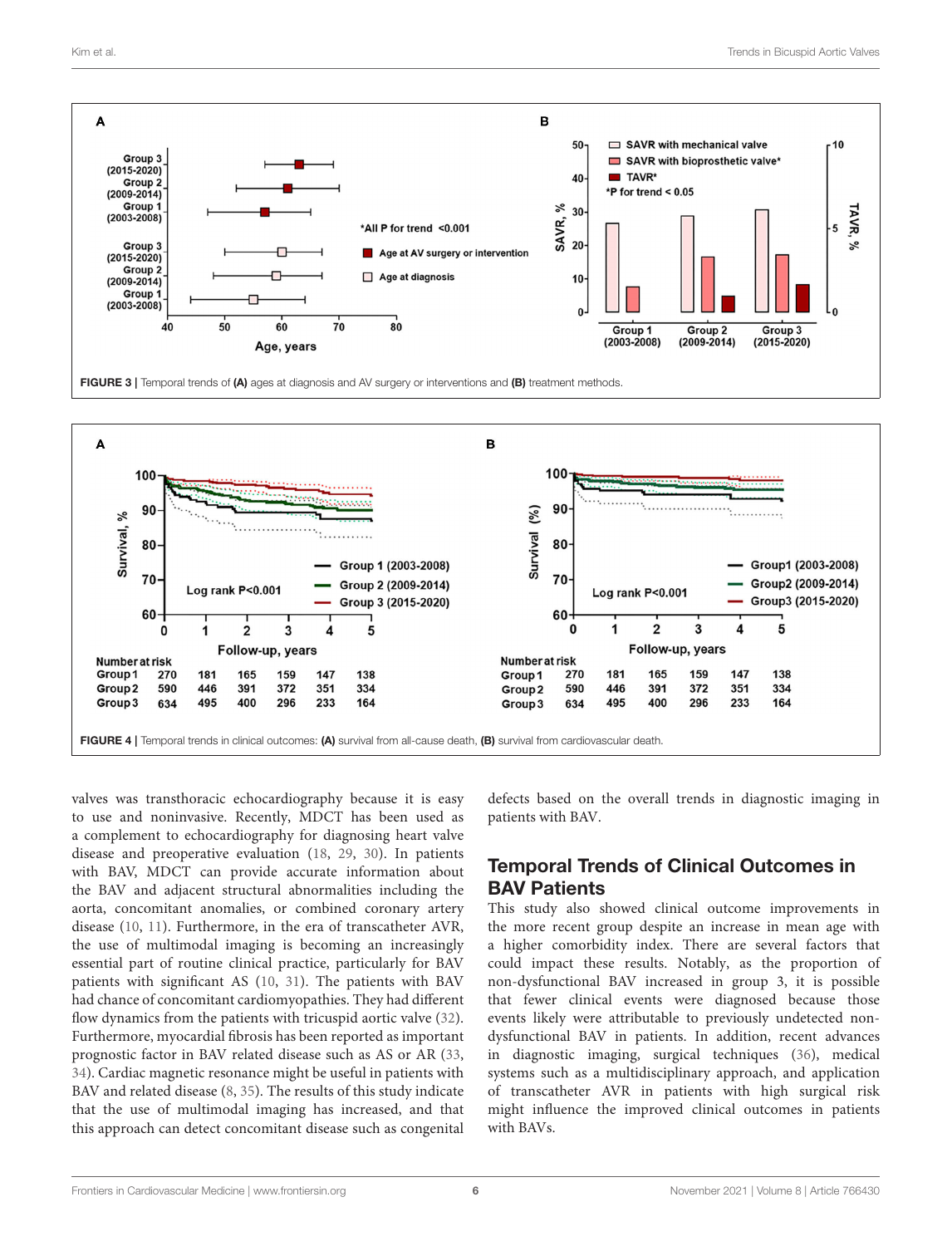FIGURE 3 | Temporal trends of **(A)** ages at diagnosis and AV surgery or interventions and **(B)** treatment methods.

FIGURE 4 | Temporal trends in clinical outcomes: **(A)** survival from all-cause death, **(B)** survival from cardiovascular death.

valves was transthoracic echocardiography because it is easy to use and noninvasive. Recently, MDCT has been used as a complement to echocardiography for diagnosing heart valve disease and preoperative evaluation (18, 29, 30). In patients with BAV, MDCT can provide accurate information about the BAV and adjacent structural abnormalities including the aorta, concomitant anomalies, or combined coronary artery disease (10, 11). Furthermore, in the era of transcatheter AVR, the use of multimodal imaging is becoming an increasingly essential part of routine clinical practice, particularly for BAV patients with significant AS (10, 31). The patients with BAV had chance of concomitant cardiomyopathies. They had different flow dynamics from the patients with tricuspid aortic valve (32). Furthermore, myocardial fibrosis has been reported as important prognostic factor in BAV related disease such as AS or AR (33, 34). Cardiac magnetic resonance might be useful in patients with BAV and related disease (8, 35). The results of this study indicate that the use of multimodal imaging has increased, and that this approach can detect concomitant disease such as congenital defects based on the overall trends in diagnostic imaging in patients with BAV.

## Temporal Trends of Clinical Outcomes in BAV Patients

This study also showed clinical outcome improvements in the more recent group despite an increase in mean age with a higher comorbidity index. There are several factors that could impact these results. Notably, as the proportion of non-dysfunctional BAV increased in group 3, it is possible that fewer clinical events were diagnosed because those events likely were attributable to previously undetected non-dysfunctional BAV in patients. In addition, recent advances in diagnostic imaging, surgical techniques (36), medical systems such as a multidisciplinary approach, and application of transcatheter AVR in patients with high surgical risk might influence the improved clinical outcomes in patients with BAVs.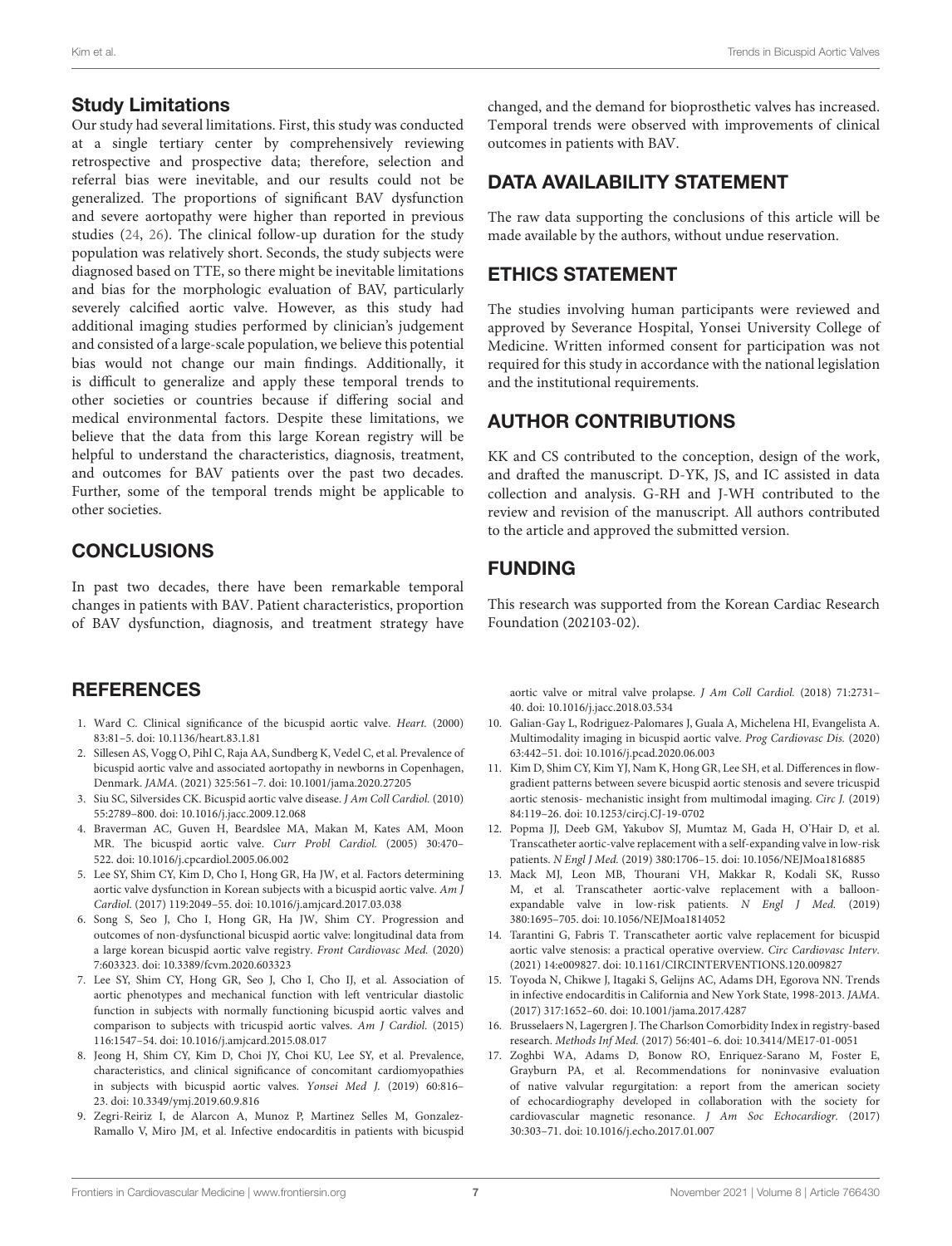## Study Limitations

Our study had several limitations. First, this study was conducted at a single tertiary center by comprehensively reviewing retrospective and prospective data; therefore, selection and referral bias were inevitable, and our results could not be generalized. The proportions of significant BAV dysfunction and severe aortopathy were higher than reported in previous studies (24, 26). The clinical follow-up duration for the study population was relatively short. Seconds, the study subjects were diagnosed based on TTE, so there might be inevitable limitations and bias for the morphologic evaluation of BAV, particularly severely calcified aortic valve. However, as this study had additional imaging studies performed by clinician's judgement and consisted of a large-scale population, we believe this potential bias would not change our main findings. Additionally, it is difficult to generalize and apply these temporal trends to other societies or countries because if differing social and medical environmental factors. Despite these limitations, we believe that the data from this large Korean registry will be helpful to understand the characteristics, diagnosis, treatment, and outcomes for BAV patients over the past two decades. Further, some of the temporal trends might be applicable to other societies.

## CONCLUSIONS

In past two decades, there have been remarkable temporal changes in patients with BAV. Patient characteristics, proportion of BAV dysfunction, diagnosis, and treatment strategy have changed, and the demand for bioprosthetic valves has increased. Temporal trends were observed with improvements of clinical outcomes in patients with BAV.

## DATA AVAILABILITY STATEMENT

The raw data supporting the conclusions of this article will be made available by the authors, without undue reservation.

## ETHICS STATEMENT

The studies involving human participants were reviewed and approved by Severance Hospital, Yonsei University College of Medicine. Written informed consent for participation was not required for this study in accordance with the national legislation and the institutional requirements.

## AUTHOR CONTRIBUTIONS

KK and CS contributed to the conception, design of the work, and drafted the manuscript. D-YK, JS, and IC assisted in data collection and analysis. G-RH and J-WH contributed to the review and revision of the manuscript. All authors contributed to the article and approved the submitted version.

## FUNDING

This research was supported from the Korean Cardiac Research Foundation (202103-02).

## REFERENCES

1. Ward C. Clinical significance of the bicuspid aortic valve. *Heart.* (2000) 83:81–5. doi: 10.1136/heart.83.1.81
2. Sillesen AS, Vogg O, Pihl C, Raja AA, Sundberg K, Vedel C, et al. Prevalence of bicuspid aortic valve and associated aortopathy in newborns in Copenhagen, Denmark. *JAMA.* (2021) 325:561–7. doi: 10.1001/jama.2020.27205
3. Siu SC, Silversides CK. Bicuspid aortic valve disease. *J Am Coll Cardiol.* (2010) 55:2789–800. doi: 10.1016/j.jacc.2009.12.068
4. Braverman AC, Guven H, Beardslee MA, Makan M, Kates AM, Moon MR. The bicuspid aortic valve. *Curr Probl Cardiol.* (2005) 30:470–522. doi: 10.1016/j.cpcardiol.2005.06.002
5. Lee SY, Shim CY, Kim D, Cho I, Hong GR, Ha JW, et al. Factors determining aortic valve dysfunction in Korean subjects with a bicuspid aortic valve. *Am J Cardiol.* (2017) 119:2049–55. doi: 10.1016/j.amjcard.2017.03.038
6. Song S, Seo J, Cho I, Hong GR, Ha JW, Shim CY. Progression and outcomes of non-dysfunctional bicuspid aortic valve: longitudinal data from a large korean bicuspid aortic valve registry. *Front Cardiovasc Med.* (2020) 7:603323. doi: 10.3389/fcvm.2020.603323
7. Lee SY, Shim CY, Hong GR, Seo J, Cho I, Cho IJ, et al. Association of aortic phenotypes and mechanical function with left ventricular diastolic function in subjects with normally functioning bicuspid aortic valves and comparison to subjects with tricuspid aortic valves. *Am J Cardiol.* (2015) 116:1547–54. doi: 10.1016/j.amjcard.2015.08.017
8. Jeong H, Shim CY, Kim D, Choi JY, Choi KU, Lee SY, et al. Prevalence, characteristics, and clinical significance of concomitant cardiomyopathies in subjects with bicuspid aortic valves. *Yonsei Med J.* (2019) 60:816–23. doi: 10.3349/ymj.2019.60.9.816
9. Zegri-Reiriz I, de Alarcon A, Munoz P, Martinez Selles M, Gonzalez-Ramallo V, Miro JM, et al. Infective endocarditis in patients with bicuspid aortic valve or mitral valve prolapse. *J Am Coll Cardiol.* (2018) 71:2731–40. doi: 10.1016/j.jacc.2018.03.534
10. Galian-Gay L, Rodriguez-Palomares J, Guala A, Michelena HI, Evangelista A. Multimodality imaging in bicuspid aortic valve. *Prog Cardiovasc Dis.* (2020) 63:442–51. doi: 10.1016/j.pcad.2020.06.003
11. Kim D, Shim CY, Kim YJ, Nam K, Hong GR, Lee SH, et al. Differences in flow-gradient patterns between severe bicuspid aortic stenosis and severe tricuspid aortic stenosis- mechanistic insight from multimodal imaging. *Circ J.* (2019) 84:119–26. doi: 10.1253/circj.CJ-19-0702
12. Popma JJ, Deeb GM, Yakubov SJ, Mumtaz M, Gada H, O'Hair D, et al. Transcatheter aortic-valve replacement with a self-expanding valve in low-risk patients. *N Engl J Med.* (2019) 380:1706–15. doi: 10.1056/NEJMoa1816885
13. Mack MJ, Leon MB, Thourani VH, Makkar R, Kodali SK, Russo M, et al. Transcatheter aortic-valve replacement with a balloon-expandable valve in low-risk patients. *N Engl J Med.* (2019) 380:1695–705. doi: 10.1056/NEJMoa1814052
14. Tarantini G, Fabris T. Transcatheter aortic valve replacement for bicuspid aortic valve stenosis: a practical operative overview. *Circ Cardiovasc Interv.* (2021) 14:e009827. doi: 10.1161/CIRCINTERVENTIONS.120.009827
15. Toyoda N, Chikwe J, Itagaki S, Gelijns AC, Adams DH, Egorova NN. Trends in infective endocarditis in California and New York State, 1998-2013. *JAMA.* (2017) 317:1652–60. doi: 10.1001/jama.2017.4287
16. Brusselaers N, Lagergren J. The Charlson Comorbidity Index in registry-based research. *Methods Inf Med.* (2017) 56:401–6. doi: 10.3414/ME17-01-0051
17. Zoghbi WA, Adams D, Bonow RO, Enriquez-Sarano M, Foster E, Grayburn PA, et al. Recommendations for noninvasive evaluation of native valvular regurgitation: a report from the american society of echocardiography developed in collaboration with the society for cardiovascular magnetic resonance. *J Am Soc Echocardiogr.* (2017) 30:303–71. doi: 10.1016/j.echo.2017.01.007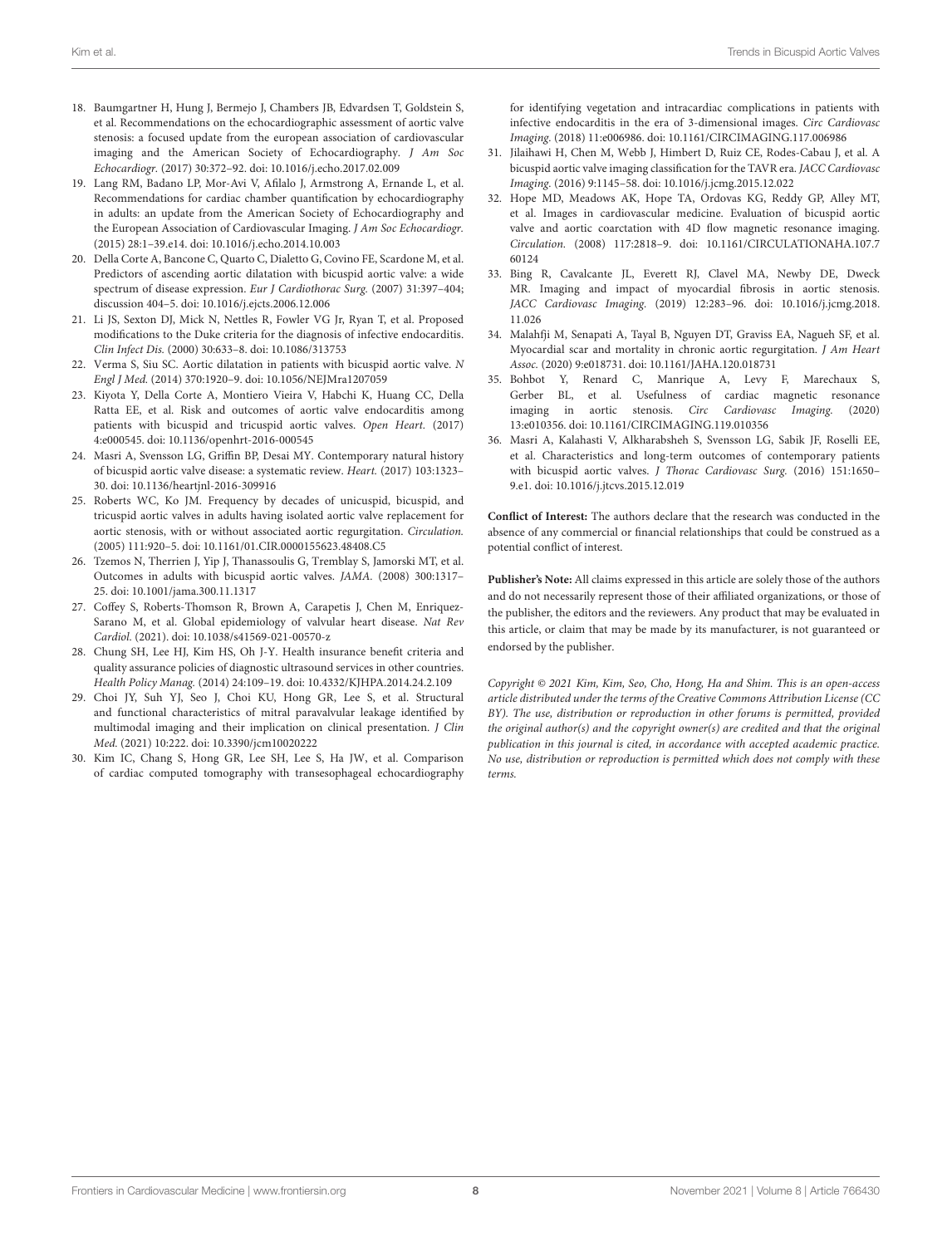18. Baumgartner H, Hung J, Bermejo J, Chambers JB, Edvardsen T, Goldstein S, et al. Recommendations on the echocardiographic assessment of aortic valve stenosis: a focused update from the european association of cardiovascular imaging and the American Society of Echocardiography. *J Am Soc Echocardiogr.* (2017) 30:372–92. doi: 10.1016/j.echo.2017.02.009
19. Lang RM, Badano LP, Mor-Avi V, Afilalo J, Armstrong A, Ernande L, et al. Recommendations for cardiac chamber quantification by echocardiography in adults: an update from the American Society of Echocardiography and the European Association of Cardiovascular Imaging. *J Am Soc Echocardiogr.* (2015) 28:1–39.e14. doi: 10.1016/j.echo.2014.10.003
20. Della Corte A, Bancone C, Quarto C, Dialetto G, Covino FE, Scardone M, et al. Predictors of ascending aortic dilatation with bicuspid aortic valve: a wide spectrum of disease expression. *Eur J Cardiothorac Surg.* (2007) 31:397–404; discussion 404–5. doi: 10.1016/j.ejcts.2006.12.006
21. Li JS, Sexton DJ, Mick N, Nettles R, Fowler VG Jr, Ryan T, et al. Proposed modifications to the Duke criteria for the diagnosis of infective endocarditis. *Clin Infect Dis.* (2000) 30:633–8. doi: 10.1086/313753
22. Verma S, Siu SC. Aortic dilatation in patients with bicuspid aortic valve. *N Engl J Med.* (2014) 370:1920–9. doi: 10.1056/NEJMra1207059
23. Kiyota Y, Della Corte A, Montiero Vieira V, Habchi K, Huang CC, Della Ratta EE, et al. Risk and outcomes of aortic valve endocarditis among patients with bicuspid and tricuspid aortic valves. *Open Heart.* (2017) 4:e000545. doi: 10.1136/openhrt-2016-000545
24. Masri A, Svensson LG, Griffin BP, Desai MY. Contemporary natural history of bicuspid aortic valve disease: a systematic review. *Heart.* (2017) 103:1323–30. doi: 10.1136/heartjnl-2016-309916
25. Roberts WC, Ko JM. Frequency by decades of unicuspid, bicuspid, and tricuspid aortic valves in adults having isolated aortic valve replacement for aortic stenosis, with or without associated aortic regurgitation. *Circulation.* (2005) 111:920–5. doi: 10.1161/01.CIR.0000155623.48408.C5
26. Tzemos N, Therrien J, Yip J, Thanassoulis G, Tremblay S, Jamorski MT, et al. Outcomes in adults with bicuspid aortic valves. *JAMA.* (2008) 300:1317–25. doi: 10.1001/jama.300.11.1317
27. Coffey S, Roberts-Thomson R, Brown A, Carapetis J, Chen M, Enriquez-Sarano M, et al. Global epidemiology of valvular heart disease. *Nat Rev Cardiol.* (2021). doi: 10.1038/s41569-021-00570-z
28. Chung SH, Lee HJ, Kim HS, Oh J-Y. Health insurance benefit criteria and quality assurance policies of diagnostic ultrasound services in other countries. *Health Policy Manag.* (2014) 24:109–19. doi: 10.4332/KJHPA.2014.24.2.109
29. Choi JY, Suh YJ, Seo J, Choi KU, Hong GR, Lee S, et al. Structural and functional characteristics of mitral paravalvular leakage identified by multimodal imaging and their implication on clinical presentation. *J Clin Med.* (2021) 10:222. doi: 10.3390/jcm10020222
30. Kim IC, Chang S, Hong GR, Lee SH, Lee S, Ha JW, et al. Comparison of cardiac computed tomography with transesophageal echocardiography for identifying vegetation and intracardiac complications in patients with infective endocarditis in the era of 3-dimensional images. *Circ Cardiovasc Imaging.* (2018) 11:e006986. doi: 10.1161/CIRCIMAGING.117.006986
31. Jilaihawi H, Chen M, Webb J, Himbert D, Ruiz CE, Rodes-Cabau J, et al. A bicuspid aortic valve imaging classification for the TAVR era. *JACC Cardiovasc Imaging.* (2016) 9:1145–58. doi: 10.1016/j.jcmg.2015.12.022
32. Hope MD, Meadows AK, Hope TA, Ordovas KG, Reddy GP, Alley MT, et al. Images in cardiovascular medicine. Evaluation of bicuspid aortic valve and aortic coarctation with 4D flow magnetic resonance imaging. *Circulation.* (2008) 117:2818–9. doi: 10.1161/CIRCULATIONAHA.107.760124
33. Bing R, Cavalcante JL, Everett RJ, Clavel MA, Newby DE, Dweck MR. Imaging and impact of myocardial fibrosis in aortic stenosis. *JACC Cardiovasc Imaging.* (2019) 12:283–96. doi: 10.1016/j.jcmg.2018.11.026
34. Malahfji M, Senapati A, Tayal B, Nguyen DT, Graviss EA, Nagueh SF, et al. Myocardial scar and mortality in chronic aortic regurgitation. *J Am Heart Assoc.* (2020) 9:e018731. doi: 10.1161/JAHA.120.018731
35. Bohbot Y, Renard C, Manrique A, Levy F, Marechaux S, Gerber BL, et al. Usefulness of cardiac magnetic resonance imaging in aortic stenosis. *Circ Cardiovasc Imaging.* (2020) 13:e010356. doi: 10.1161/CIRCIMAGING.119.010356
36. Masri A, Kalahasti V, Alkharabsheh S, Svensson LG, Sabik JF, Roselli EE, et al. Characteristics and long-term outcomes of contemporary patients with bicuspid aortic valves. *J Thorac Cardiovasc Surg.* (2016) 151:1650–9.e1. doi: 10.1016/j.jtcvs.2015.12.019

**Conflict of Interest:** The authors declare that the research was conducted in the absence of any commercial or financial relationships that could be construed as a potential conflict of interest.

**Publisher's Note:** All claims expressed in this article are solely those of the authors and do not necessarily represent those of their affiliated organizations, or those of the publisher, the editors and the reviewers. Any product that may be evaluated in this article, or claim that may be made by its manufacturer, is not guaranteed or endorsed by the publisher.

*Copyright © 2021 Kim, Kim, Seo, Cho, Hong, Ha and Shim. This is an open-access article distributed under the terms of the Creative Commons Attribution License (CC BY). The use, distribution or reproduction in other forums is permitted, provided the original author(s) and the copyright owner(s) are credited and that the original publication in this journal is cited, in accordance with accepted academic practice. No use, distribution or reproduction is permitted which does not comply with these terms.*